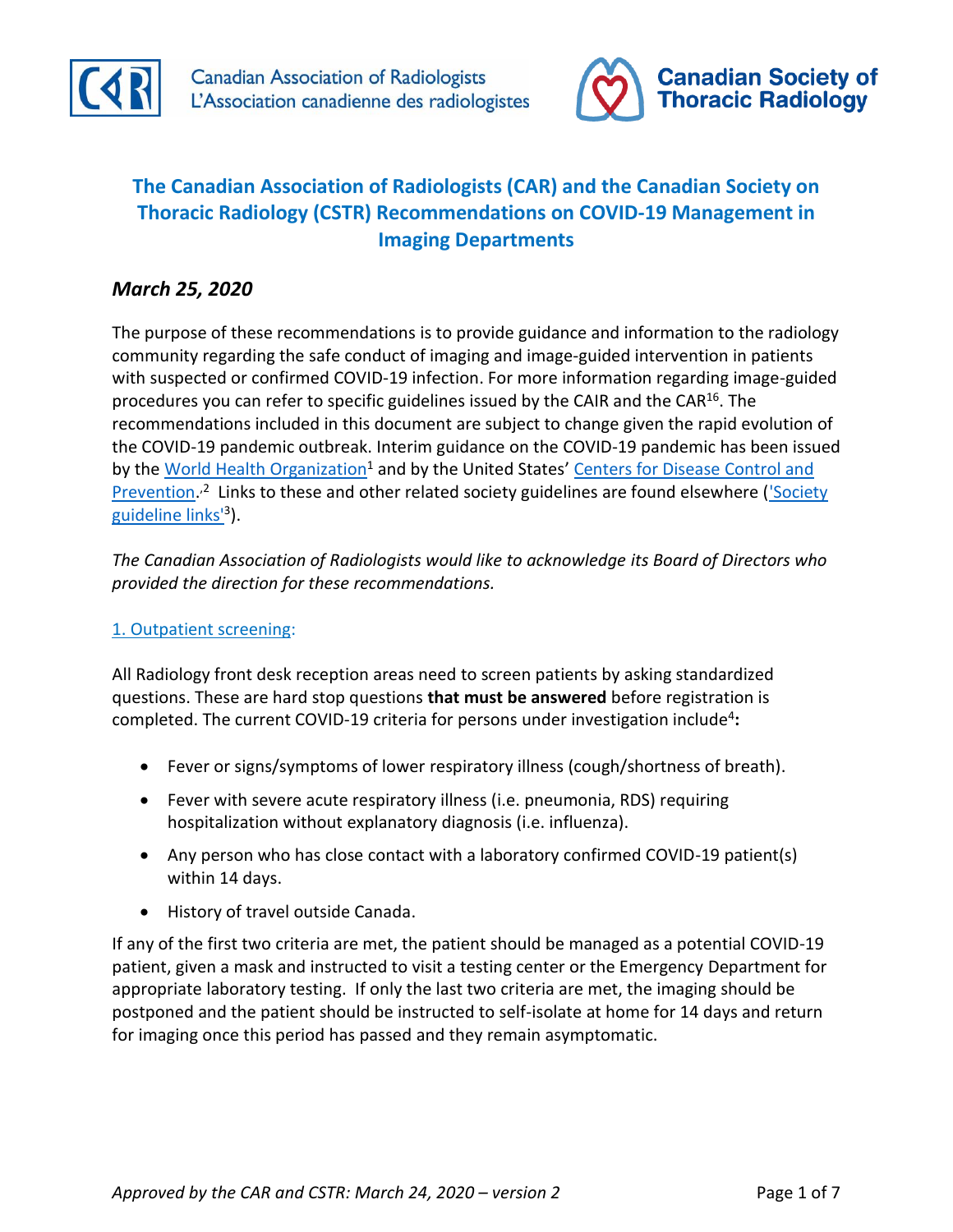Canadian Association of Radiologists
L'Association canadienne des radiologistes

Canadian Society of Thoracic Radiology

# The Canadian Association of Radiologists (CAR) and the Canadian Society on Thoracic Radiology (CSTR) Recommendations on COVID-19 Management in Imaging Departments

## *March 25, 2020*

The purpose of these recommendations is to provide guidance and information to the radiology community regarding the safe conduct of imaging and image-guided intervention in patients with suspected or confirmed COVID-19 infection. For more information regarding image-guided procedures you can refer to specific guidelines issued by the CAIR and the CAR[16]. The recommendations included in this document are subject to change given the rapid evolution of the COVID-19 pandemic outbreak. Interim guidance on the COVID-19 pandemic has been issued by the World Health Organization[1] and by the United States' Centers for Disease Control and Prevention.[2] Links to these and other related society guidelines are found elsewhere ('Society guideline links'[3]).

*The Canadian Association of Radiologists would like to acknowledge its Board of Directors who provided the direction for these recommendations.*

### 1. Outpatient screening:

All Radiology front desk reception areas need to screen patients by asking standardized questions. These are hard stop questions **that must be answered** before registration is completed. The current COVID-19 criteria for persons under investigation include[4]**:**

- Fever or signs/symptoms of lower respiratory illness (cough/shortness of breath).
- Fever with severe acute respiratory illness (i.e. pneumonia, RDS) requiring hospitalization without explanatory diagnosis (i.e. influenza).
- Any person who has close contact with a laboratory confirmed COVID-19 patient(s) within 14 days.
- History of travel outside Canada.

If any of the first two criteria are met, the patient should be managed as a potential COVID-19 patient, given a mask and instructed to visit a testing center or the Emergency Department for appropriate laboratory testing. If only the last two criteria are met, the imaging should be postponed and the patient should be instructed to self-isolate at home for 14 days and return for imaging once this period has passed and they remain asymptomatic.

*Approved by the CAR and CSTR: March 24, 2020 – version 2*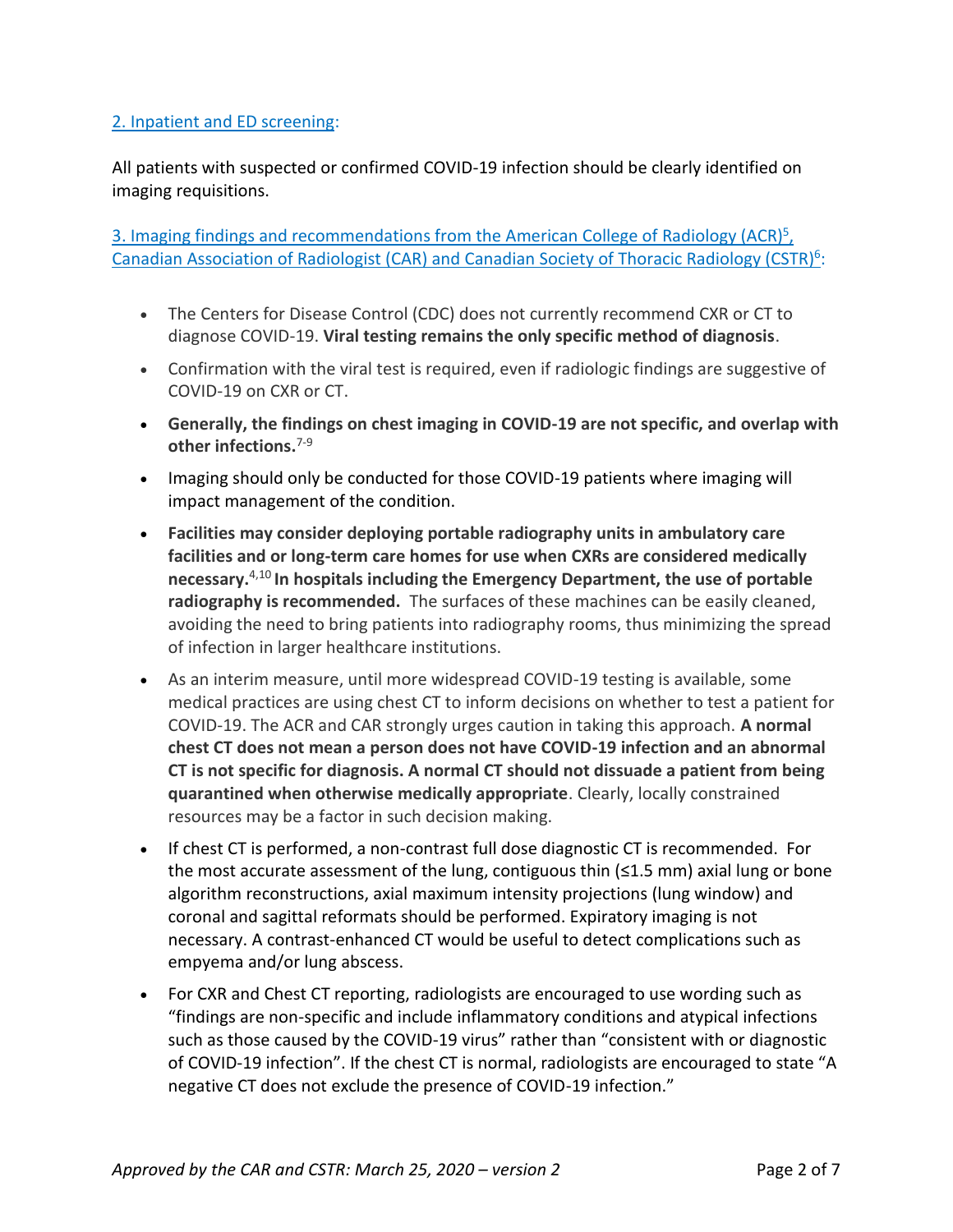2. Inpatient and ED screening:

All patients with suspected or confirmed COVID-19 infection should be clearly identified on imaging requisitions.

3. Imaging findings and recommendations from the American College of Radiology (ACR)[5], Canadian Association of Radiologist (CAR) and Canadian Society of Thoracic Radiology (CSTR)[6]:

- The Centers for Disease Control (CDC) does not currently recommend CXR or CT to diagnose COVID-19. **Viral testing remains the only specific method of diagnosis**.
- Confirmation with the viral test is required, even if radiologic findings are suggestive of COVID-19 on CXR or CT.
- **Generally, the findings on chest imaging in COVID-19 are not specific, and overlap with other infections.**[7-9]
- Imaging should only be conducted for those COVID-19 patients where imaging will impact management of the condition.
- **Facilities may consider deploying portable radiography units in ambulatory care facilities and or long-term care homes for use when CXRs are considered medically necessary.**[4,10] **In hospitals including the Emergency Department, the use of portable radiography is recommended.** The surfaces of these machines can be easily cleaned, avoiding the need to bring patients into radiography rooms, thus minimizing the spread of infection in larger healthcare institutions.
- As an interim measure, until more widespread COVID-19 testing is available, some medical practices are using chest CT to inform decisions on whether to test a patient for COVID-19. The ACR and CAR strongly urges caution in taking this approach. **A normal chest CT does not mean a person does not have COVID-19 infection and an abnormal CT is not specific for diagnosis. A normal CT should not dissuade a patient from being quarantined when otherwise medically appropriate**. Clearly, locally constrained resources may be a factor in such decision making.
- If chest CT is performed, a non-contrast full dose diagnostic CT is recommended. For the most accurate assessment of the lung, contiguous thin (≤1.5 mm) axial lung or bone algorithm reconstructions, axial maximum intensity projections (lung window) and coronal and sagittal reformats should be performed. Expiratory imaging is not necessary. A contrast-enhanced CT would be useful to detect complications such as empyema and/or lung abscess.
- For CXR and Chest CT reporting, radiologists are encouraged to use wording such as "findings are non-specific and include inflammatory conditions and atypical infections such as those caused by the COVID-19 virus" rather than "consistent with or diagnostic of COVID-19 infection". If the chest CT is normal, radiologists are encouraged to state "A negative CT does not exclude the presence of COVID-19 infection."

*Approved by the CAR and CSTR: March 25, 2020 – version 2*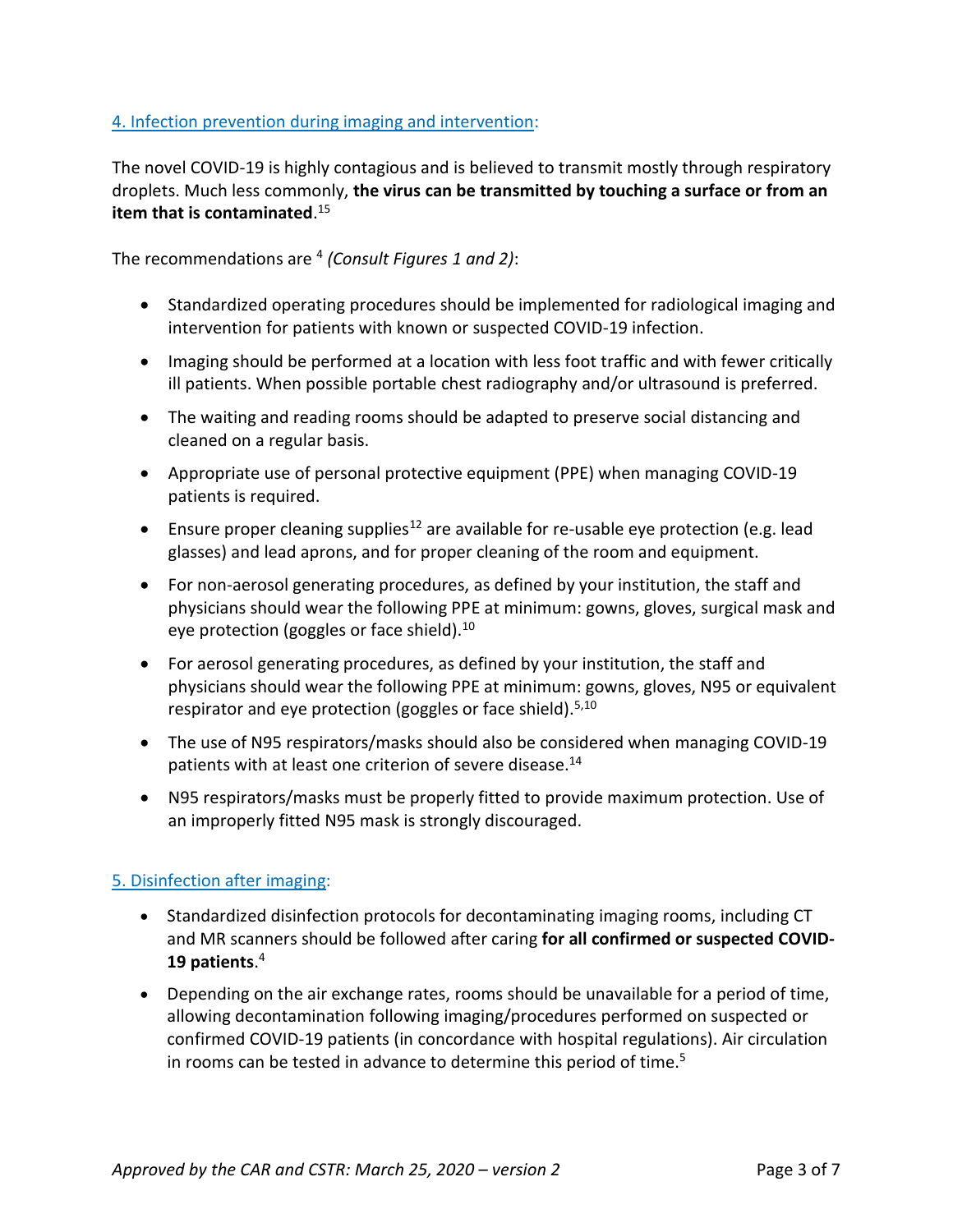## 4. Infection prevention during imaging and intervention:

The novel COVID-19 is highly contagious and is believed to transmit mostly through respiratory droplets. Much less commonly, **the virus can be transmitted by touching a surface or from an item that is contaminated**.[15]

The recommendations are [4] *(Consult Figures 1 and 2)*:

- Standardized operating procedures should be implemented for radiological imaging and intervention for patients with known or suspected COVID-19 infection.
- Imaging should be performed at a location with less foot traffic and with fewer critically ill patients. When possible portable chest radiography and/or ultrasound is preferred.
- The waiting and reading rooms should be adapted to preserve social distancing and cleaned on a regular basis.
- Appropriate use of personal protective equipment (PPE) when managing COVID-19 patients is required.
- Ensure proper cleaning supplies[12] are available for re-usable eye protection (e.g. lead glasses) and lead aprons, and for proper cleaning of the room and equipment.
- For non-aerosol generating procedures, as defined by your institution, the staff and physicians should wear the following PPE at minimum: gowns, gloves, surgical mask and eye protection (goggles or face shield).[10]
- For aerosol generating procedures, as defined by your institution, the staff and physicians should wear the following PPE at minimum: gowns, gloves, N95 or equivalent respirator and eye protection (goggles or face shield).[5,10]
- The use of N95 respirators/masks should also be considered when managing COVID-19 patients with at least one criterion of severe disease.[14]
- N95 respirators/masks must be properly fitted to provide maximum protection. Use of an improperly fitted N95 mask is strongly discouraged.

## 5. Disinfection after imaging:

- Standardized disinfection protocols for decontaminating imaging rooms, including CT and MR scanners should be followed after caring **for all confirmed or suspected COVID-19 patients**.[4]
- Depending on the air exchange rates, rooms should be unavailable for a period of time, allowing decontamination following imaging/procedures performed on suspected or confirmed COVID-19 patients (in concordance with hospital regulations). Air circulation in rooms can be tested in advance to determine this period of time.[5]

*Approved by the CAR and CSTR: March 25, 2020 – version 2*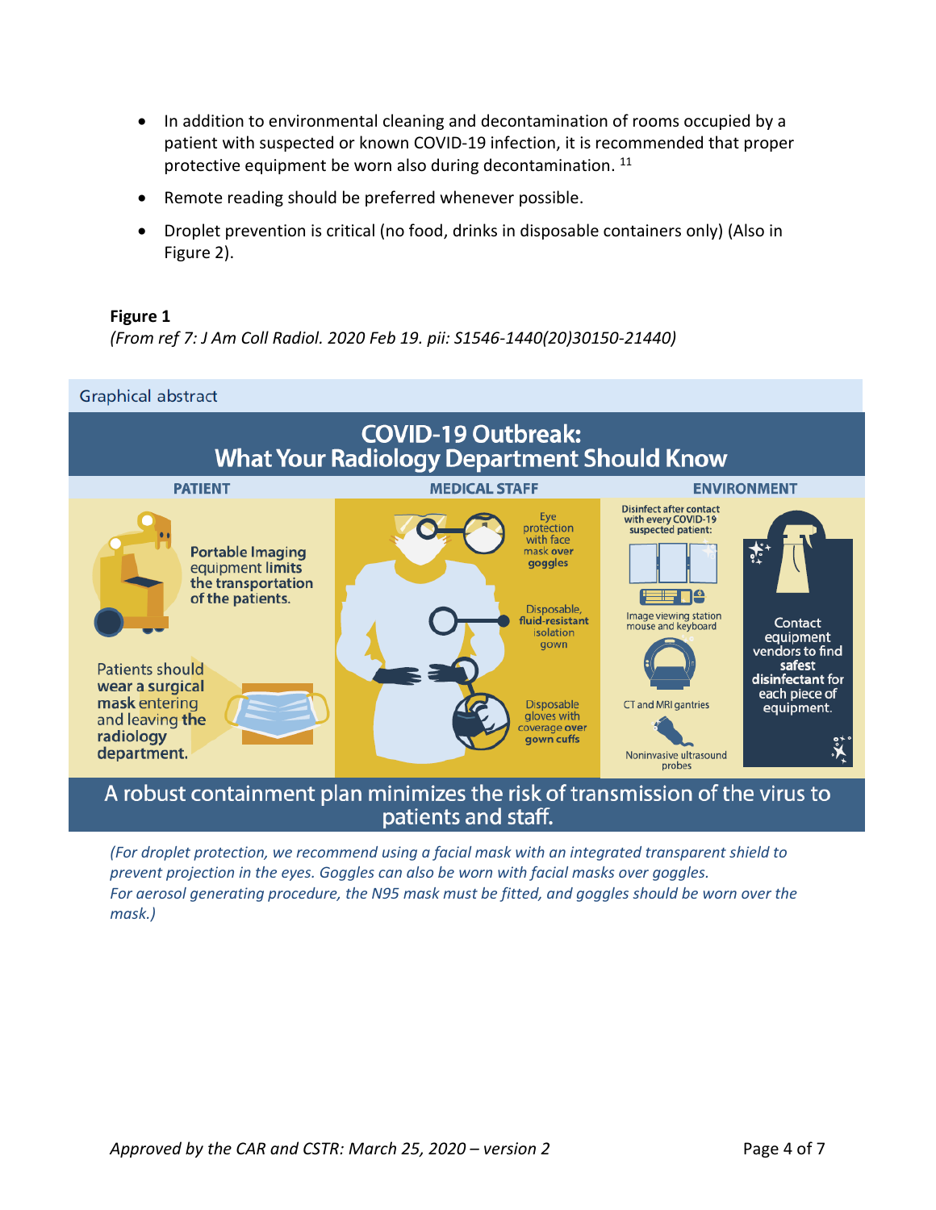- In addition to environmental cleaning and decontamination of rooms occupied by a patient with suspected or known COVID-19 infection, it is recommended that proper protective equipment be worn also during decontamination. [11]
- Remote reading should be preferred whenever possible.
- Droplet prevention is critical (no food, drinks in disposable containers only) (Also in Figure 2).

**Figure 1**

*(From ref 7: J Am Coll Radiol. 2020 Feb 19. pii: S1546-1440(20)30150-21440)*

Graphical abstract

**COVID-19 Outbreak: What Your Radiology Department Should Know**

**PATIENT**

Portable Imaging equipment limits the transportation of the patients.

Patients should wear a surgical mask entering and leaving the radiology department.

**MEDICAL STAFF**

Eye protection with face mask over goggles

Disposable, fluid-resistant isolation gown

Disposable gloves with coverage over gown cuffs

**ENVIRONMENT**

Disinfect after contact with every COVID-19 suspected patient:

Image viewing station mouse and keyboard

CT and MRI gantries

Noninvasive ultrasound probes

Contact equipment vendors to find safest disinfectant for each piece of equipment.

A robust containment plan minimizes the risk of transmission of the virus to patients and staff.

*(For droplet protection, we recommend using a facial mask with an integrated transparent shield to prevent projection in the eyes. Goggles can also be worn with facial masks over goggles. For aerosol generating procedure, the N95 mask must be fitted, and goggles should be worn over the mask.)*

*Approved by the CAR and CSTR: March 25, 2020 – version 2*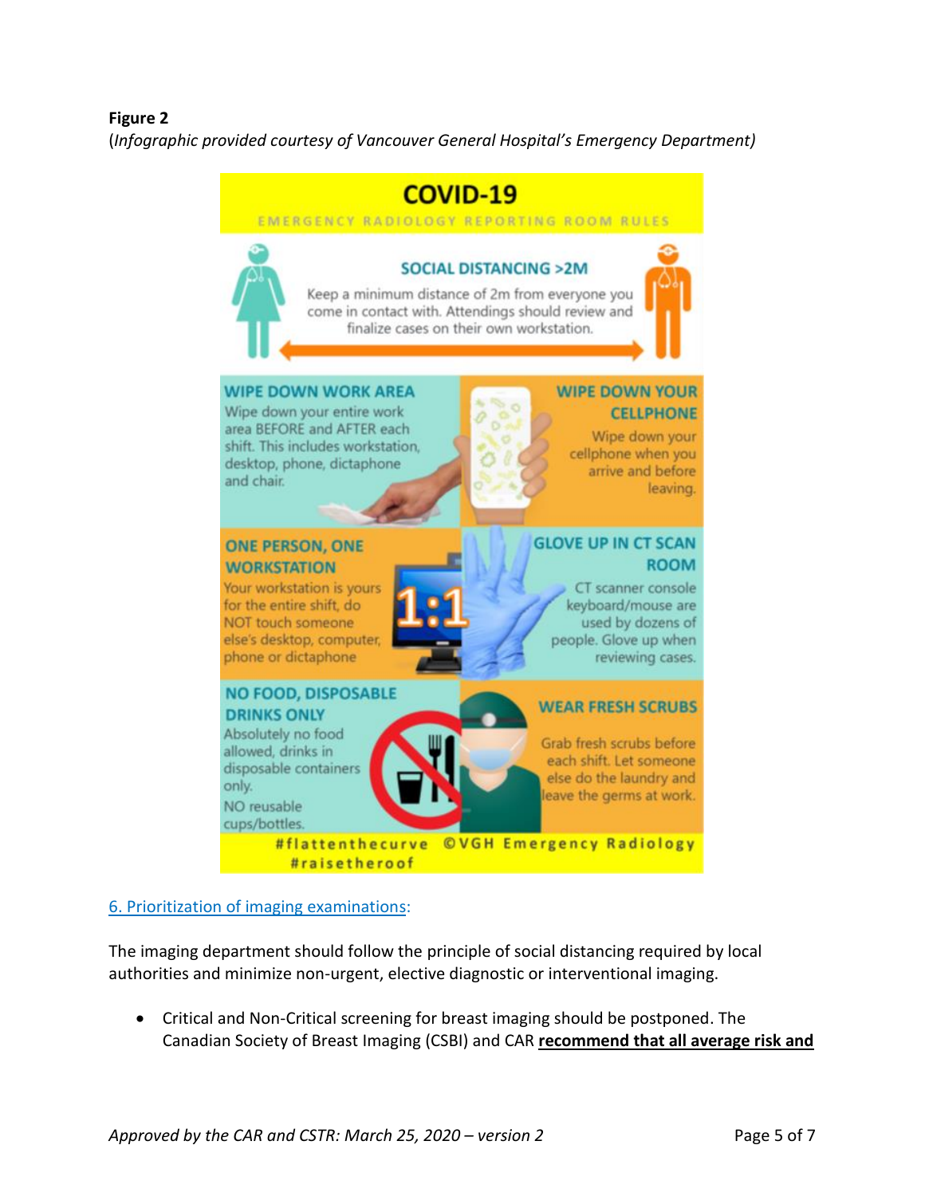**Figure 2**
(*Infographic provided courtesy of Vancouver General Hospital's Emergency Department*)

**COVID-19**

EMERGENCY RADIOLOGY REPORTING ROOM RULES

**SOCIAL DISTANCING >2M**

Keep a minimum distance of 2m from everyone you come in contact with. Attendings should review and finalize cases on their own workstation.

**WIPE DOWN WORK AREA**

Wipe down your entire work area BEFORE and AFTER each shift. This includes workstation, desktop, phone, dictaphone and chair.

**WIPE DOWN YOUR CELLPHONE**

Wipe down your cellphone when you arrive and before leaving.

**ONE PERSON, ONE WORKSTATION**

Your workstation is yours for the entire shift, do NOT touch someone else's desktop, computer, phone or dictaphone

1:1

**GLOVE UP IN CT SCAN ROOM**

CT scanner console keyboard/mouse are used by dozens of people. Glove up when reviewing cases.

**NO FOOD, DISPOSABLE DRINKS ONLY**

Absolutely no food allowed, drinks in disposable containers only.
NO reusable cups/bottles.

**WEAR FRESH SCRUBS**

Grab fresh scrubs before each shift. Let someone else do the laundry and leave the germs at work.

#flattenthecurve ©VGH Emergency Radiology
#raisetheroof

6. Prioritization of imaging examinations:

The imaging department should follow the principle of social distancing required by local authorities and minimize non-urgent, elective diagnostic or interventional imaging.

- Critical and Non-Critical screening for breast imaging should be postponed. The Canadian Society of Breast Imaging (CSBI) and CAR **recommend that all average risk and**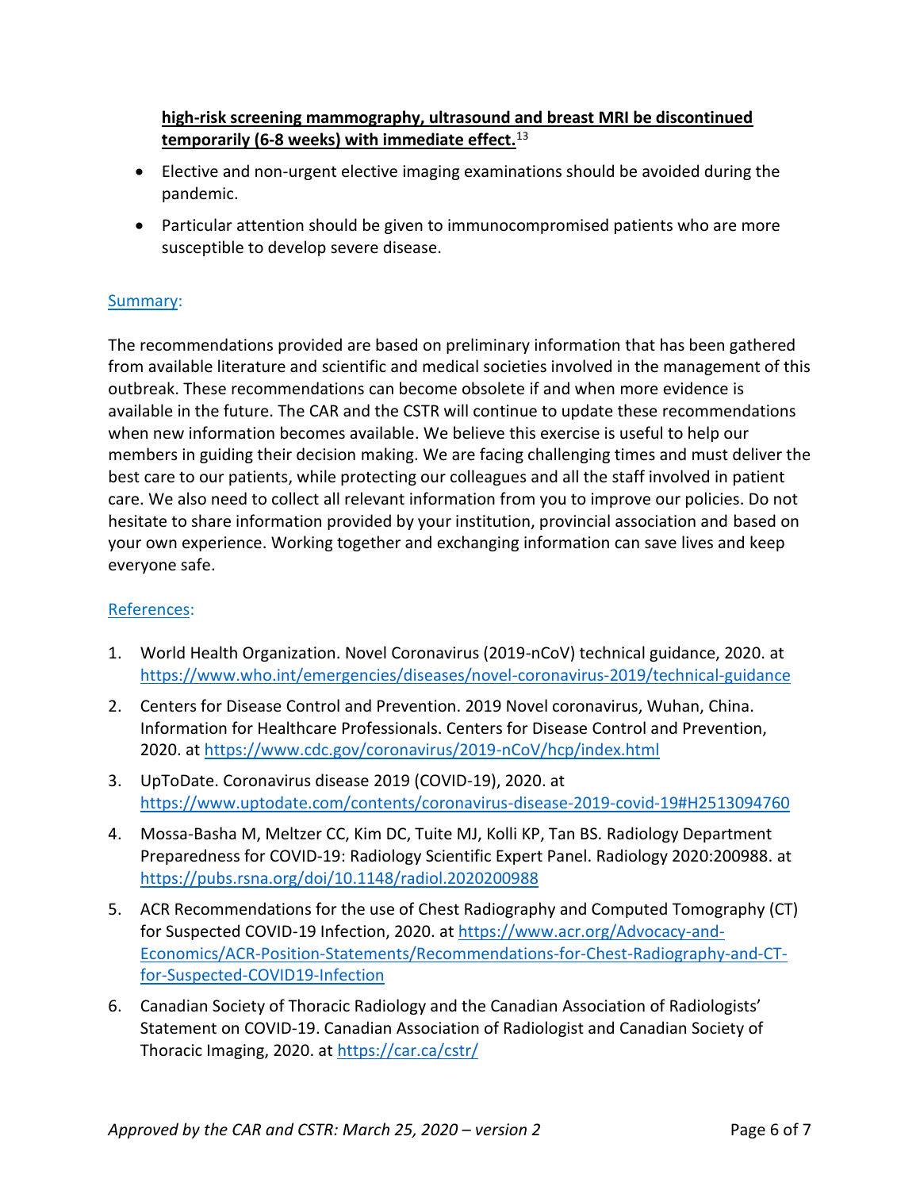**<u>high-risk screening mammography, ultrasound and breast MRI be discontinued temporarily (6-8 weeks) with immediate effect.</u>**[13]

- Elective and non-urgent elective imaging examinations should be avoided during the pandemic.
- Particular attention should be given to immunocompromised patients who are more susceptible to develop severe disease.

## Summary:

The recommendations provided are based on preliminary information that has been gathered from available literature and scientific and medical societies involved in the management of this outbreak. These recommendations can become obsolete if and when more evidence is available in the future. The CAR and the CSTR will continue to update these recommendations when new information becomes available. We believe this exercise is useful to help our members in guiding their decision making. We are facing challenging times and must deliver the best care to our patients, while protecting our colleagues and all the staff involved in patient care. We also need to collect all relevant information from you to improve our policies. Do not hesitate to share information provided by your institution, provincial association and based on your own experience. Working together and exchanging information can save lives and keep everyone safe.

## References:

1. World Health Organization. Novel Coronavirus (2019-nCoV) technical guidance, 2020. at https://www.who.int/emergencies/diseases/novel-coronavirus-2019/technical-guidance
2. Centers for Disease Control and Prevention. 2019 Novel coronavirus, Wuhan, China. Information for Healthcare Professionals. Centers for Disease Control and Prevention, 2020. at https://www.cdc.gov/coronavirus/2019-nCoV/hcp/index.html
3. UpToDate. Coronavirus disease 2019 (COVID-19), 2020. at https://www.uptodate.com/contents/coronavirus-disease-2019-covid-19#H2513094760
4. Mossa-Basha M, Meltzer CC, Kim DC, Tuite MJ, Kolli KP, Tan BS. Radiology Department Preparedness for COVID-19: Radiology Scientific Expert Panel. Radiology 2020:200988. at https://pubs.rsna.org/doi/10.1148/radiol.2020200988
5. ACR Recommendations for the use of Chest Radiography and Computed Tomography (CT) for Suspected COVID-19 Infection, 2020. at https://www.acr.org/Advocacy-and-Economics/ACR-Position-Statements/Recommendations-for-Chest-Radiography-and-CT-for-Suspected-COVID19-Infection
6. Canadian Society of Thoracic Radiology and the Canadian Association of Radiologists' Statement on COVID-19. Canadian Association of Radiologist and Canadian Society of Thoracic Imaging, 2020. at https://car.ca/cstr/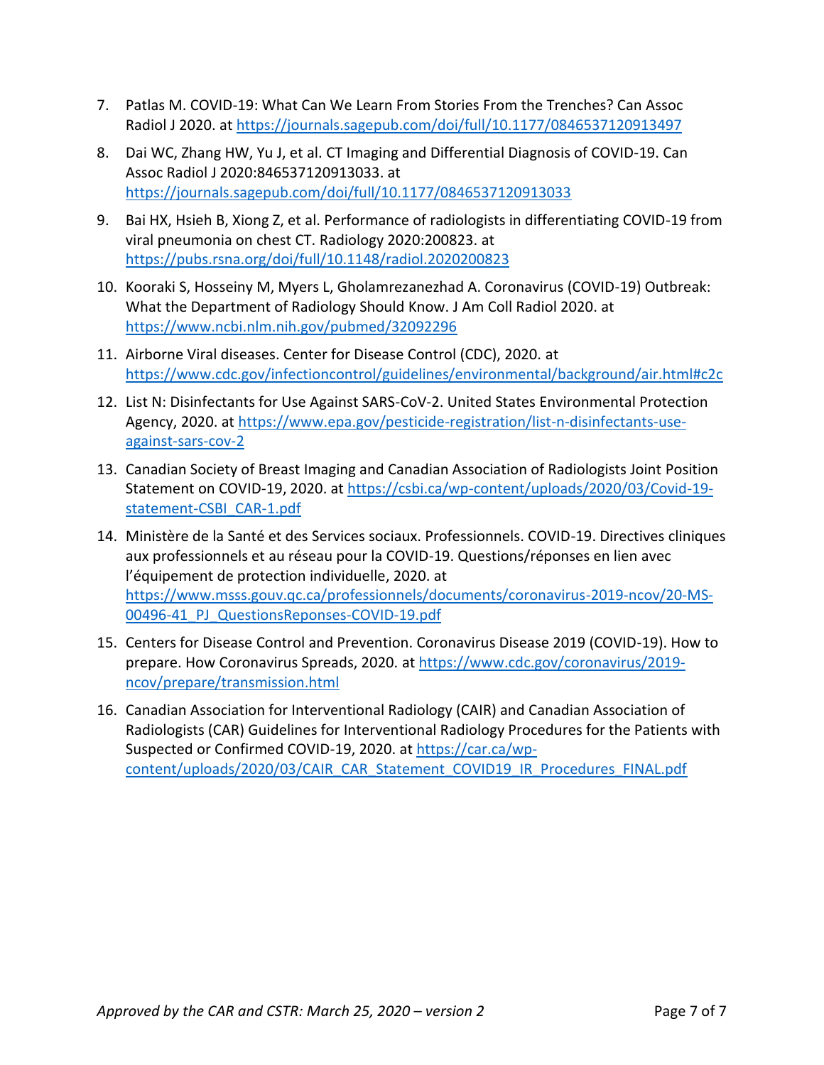7. Patlas M. COVID-19: What Can We Learn From Stories From the Trenches? Can Assoc Radiol J 2020. at https://journals.sagepub.com/doi/full/10.1177/0846537120913497
8. Dai WC, Zhang HW, Yu J, et al. CT Imaging and Differential Diagnosis of COVID-19. Can Assoc Radiol J 2020:846537120913033. at https://journals.sagepub.com/doi/full/10.1177/0846537120913033
9. Bai HX, Hsieh B, Xiong Z, et al. Performance of radiologists in differentiating COVID-19 from viral pneumonia on chest CT. Radiology 2020:200823. at https://pubs.rsna.org/doi/full/10.1148/radiol.2020200823
10. Kooraki S, Hosseiny M, Myers L, Gholamrezanezhad A. Coronavirus (COVID-19) Outbreak: What the Department of Radiology Should Know. J Am Coll Radiol 2020. at https://www.ncbi.nlm.nih.gov/pubmed/32092296
11. Airborne Viral diseases. Center for Disease Control (CDC), 2020. at https://www.cdc.gov/infectioncontrol/guidelines/environmental/background/air.html#c2c
12. List N: Disinfectants for Use Against SARS-CoV-2. United States Environmental Protection Agency, 2020. at https://www.epa.gov/pesticide-registration/list-n-disinfectants-use-against-sars-cov-2
13. Canadian Society of Breast Imaging and Canadian Association of Radiologists Joint Position Statement on COVID-19, 2020. at https://csbi.ca/wp-content/uploads/2020/03/Covid-19-statement-CSBI_CAR-1.pdf
14. Ministère de la Santé et des Services sociaux. Professionnels. COVID-19. Directives cliniques aux professionnels et au réseau pour la COVID-19. Questions/réponses en lien avec l'équipement de protection individuelle, 2020. at https://www.msss.gouv.qc.ca/professionnels/documents/coronavirus-2019-ncov/20-MS-00496-41_PJ_QuestionsReponses-COVID-19.pdf
15. Centers for Disease Control and Prevention. Coronavirus Disease 2019 (COVID-19). How to prepare. How Coronavirus Spreads, 2020. at https://www.cdc.gov/coronavirus/2019-ncov/prepare/transmission.html
16. Canadian Association for Interventional Radiology (CAIR) and Canadian Association of Radiologists (CAR) Guidelines for Interventional Radiology Procedures for the Patients with Suspected or Confirmed COVID-19, 2020. at https://car.ca/wp-content/uploads/2020/03/CAIR_CAR_Statement_COVID19_IR_Procedures_FINAL.pdf